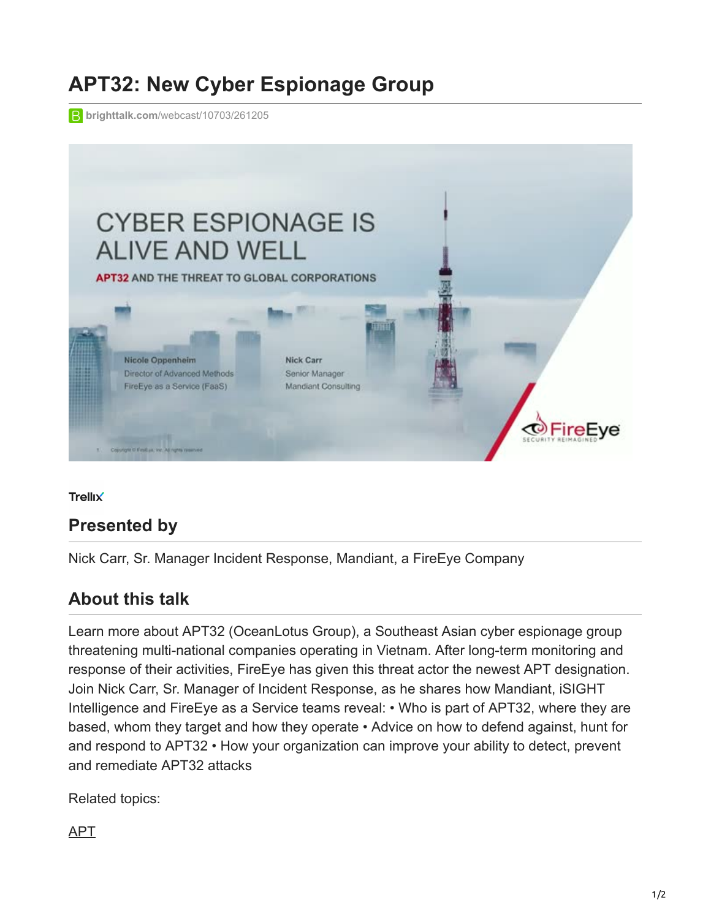# APT32: New Cyber Espionage Group

brighttalk.com/webcast/10703/261205

Trellix

## Presented by

Nick Carr, Sr. Manager Incident Response, Mandiant, a FireEye Company

## About this talk

Learn more about APT32 (OceanLotus Group), a Southeast Asian cyber espionage group threatening multi-national companies operating in Vietnam. After long-term monitoring and response of their activities, FireEye has given this threat actor the newest APT designation. Join Nick Carr, Sr. Manager of Incident Response, as he shares how Mandiant, iSIGHT Intelligence and FireEye as a Service teams reveal: • Who is part of APT32, where they are based, whom they target and how they operate • Advice on how to defend against, hunt for and respond to APT32 • How your organization can improve your ability to detect, prevent and remediate APT32 attacks

Related topics:

APT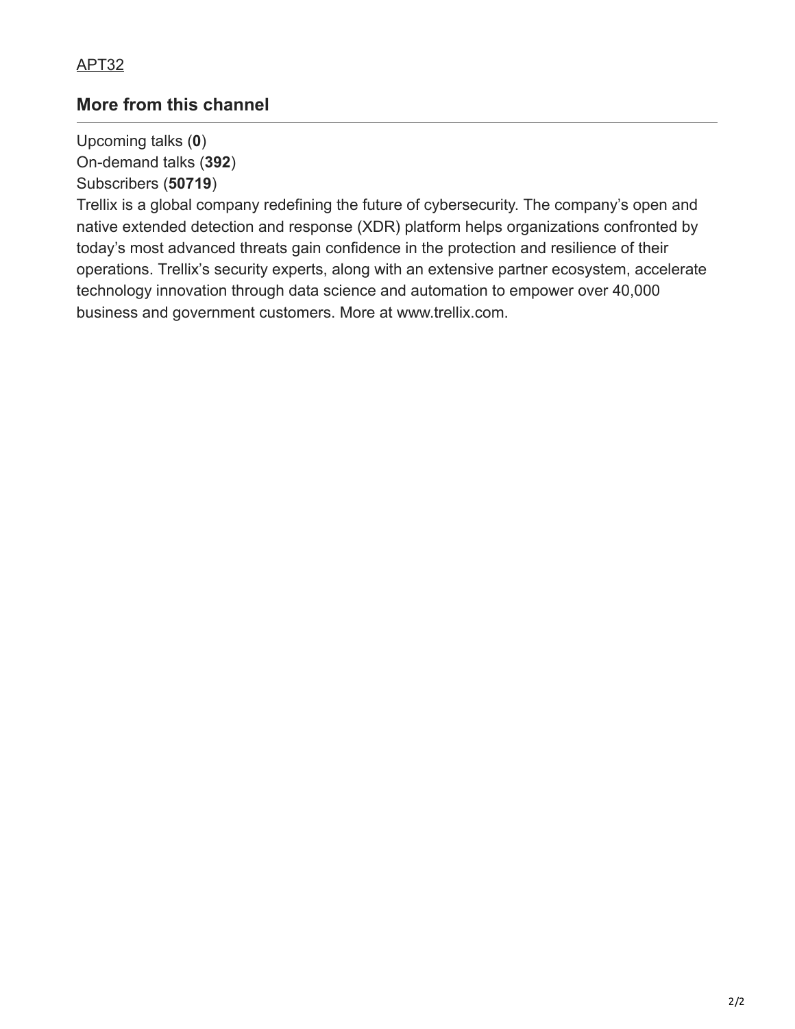APT32

## More from this channel

Upcoming talks (**0**)
On-demand talks (**392**)
Subscribers (**50719**)
Trellix is a global company redefining the future of cybersecurity. The company's open and native extended detection and response (XDR) platform helps organizations confronted by today's most advanced threats gain confidence in the protection and resilience of their operations. Trellix's security experts, along with an extensive partner ecosystem, accelerate technology innovation through data science and automation to empower over 40,000 business and government customers. More at www.trellix.com.